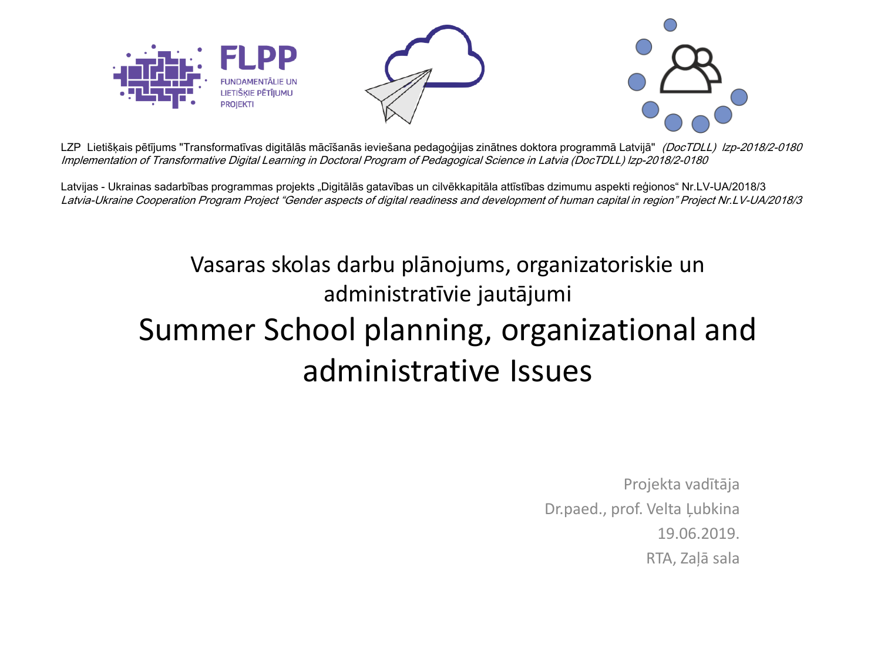FLPP
FUNDAMENTĀLIE UN LIETIŠĶIE PĒTĪJUMU PROJEKTI

LZP Lietišķais pētījums "Transformatīvas digitālās mācīšanās ieviešana pedagoģijas zinātnes doktora programmā Latvijā" *(DocTDLL) lzp-2018/2-0180*
*Implementation of Transformative Digital Learning in Doctoral Program of Pedagogical Science in Latvia (DocTDLL) lzp-2018/2-0180*

Latvijas - Ukrainas sadarbības programmas projekts „Digitālās gatavības un cilvēkkapitāla attīstības dzimumu aspekti reģionos“ Nr.LV-UA/2018/3
*Latvia-Ukraine Cooperation Program Project “Gender aspects of digital readiness and development of human capital in region” Project Nr.LV-UA/2018/3*

## Vasaras skolas darbu plānojums, organizatoriskie un administratīvie jautājumi

# Summer School planning, organizational and administrative Issues

Projekta vadītāja
Dr.paed., prof. Velta Ļubkina
19.06.2019.
RTA, Zaļā sala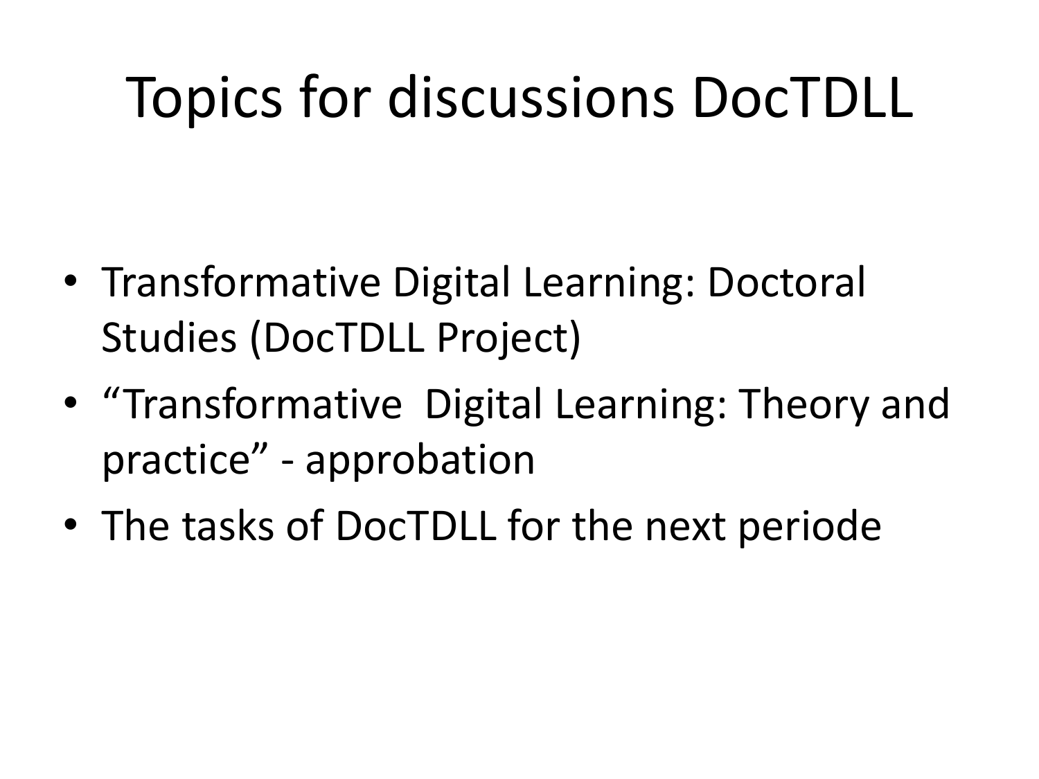# Topics for discussions DocTDLL

- Transformative Digital Learning: Doctoral Studies (DocTDLL Project)
- "Transformative  Digital Learning: Theory and practice" - approbation
- The tasks of DocTDLL for the next periode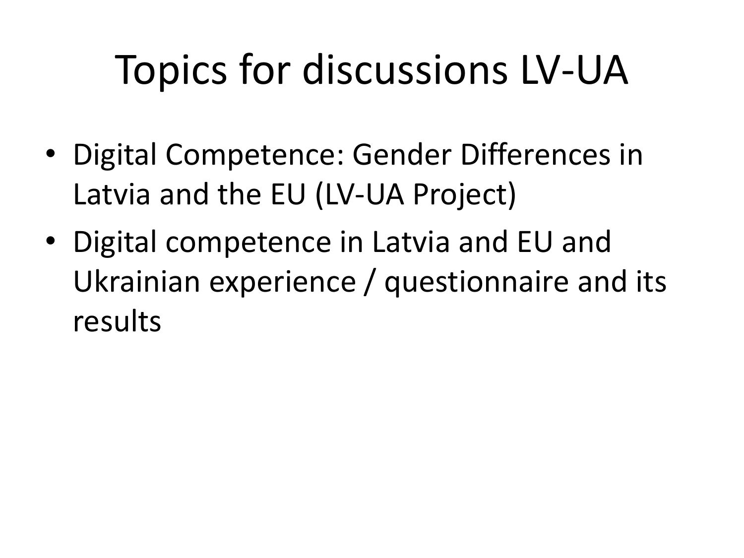# Topics for discussions LV-UA

- Digital Competence: Gender Differences in Latvia and the EU (LV-UA Project)
- Digital competence in Latvia and EU and Ukrainian experience / questionnaire and its results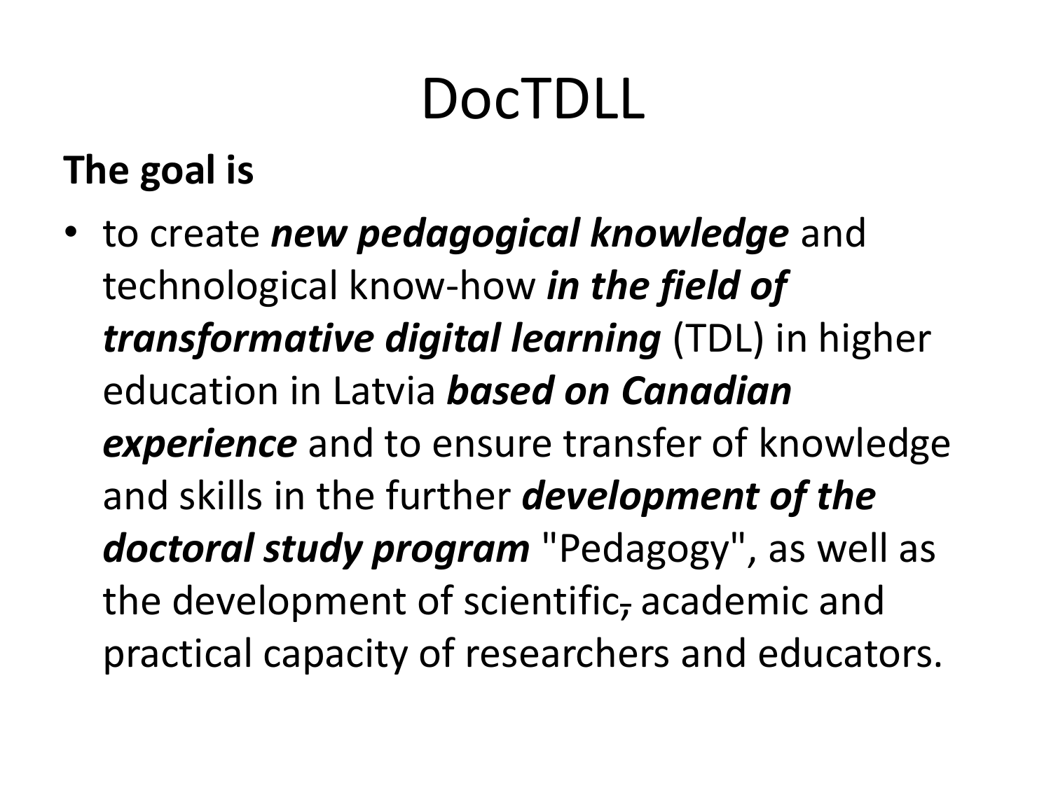# DocTDLL

**The goal is**

- to create ***new pedagogical knowledge*** and technological know-how ***in the field of transformative digital learning*** (TDL) in higher education in Latvia ***based on Canadian experience*** and to ensure transfer of knowledge and skills in the further ***development of the doctoral study program*** "Pedagogy", as well as the development of scientific~~,~~ academic and practical capacity of researchers and educators.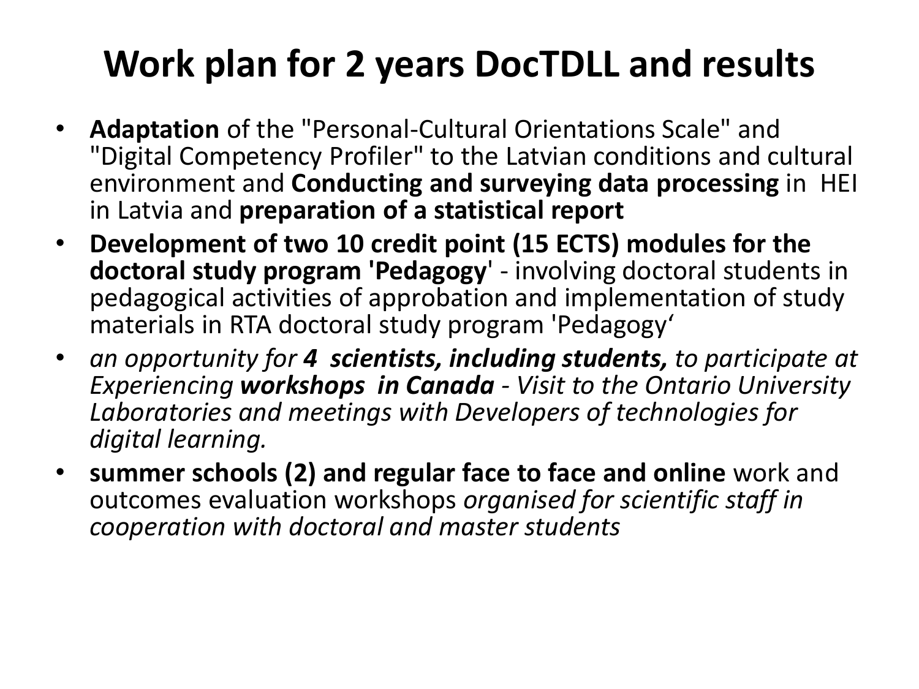# Work plan for 2 years DocTDLL and results

- **Adaptation** of the "Personal-Cultural Orientations Scale" and "Digital Competency Profiler" to the Latvian conditions and cultural environment and **Conducting and surveying data processing** in HEI in Latvia and **preparation of a statistical report**
- **Development of two 10 credit point (15 ECTS) modules for the doctoral study program 'Pedagogy**' - involving doctoral students in pedagogical activities of approbation and implementation of study materials in RTA doctoral study program 'Pedagogy‘
- *an opportunity for **4 scientists, including students,** to participate at Experiencing **workshops in Canada** - Visit to the Ontario University Laboratories and meetings with Developers of technologies for digital learning.*
- **summer schools (2) and regular face to face and online** work and outcomes evaluation workshops *organised for scientific staff in cooperation with doctoral and master students*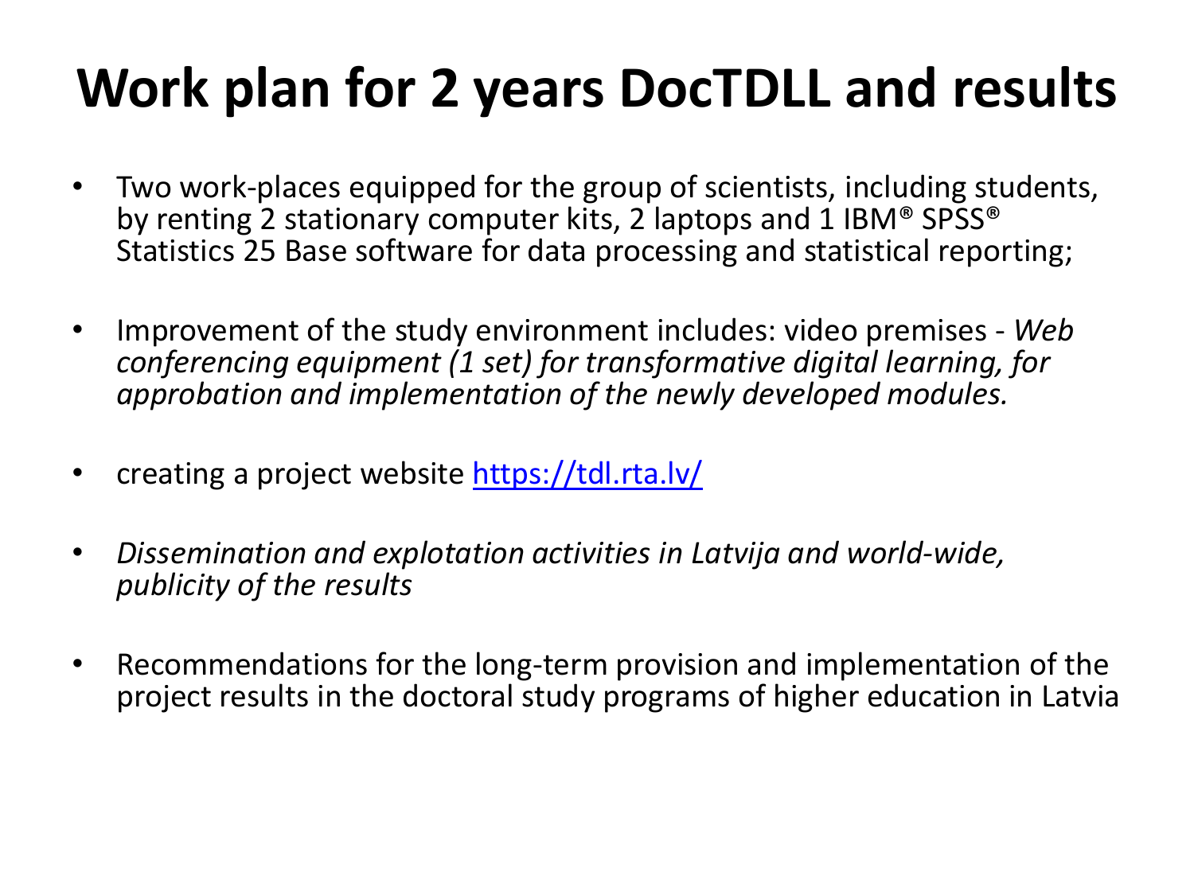# Work plan for 2 years DocTDLL and results

- Two work-places equipped for the group of scientists, including students, by renting 2 stationary computer kits, 2 laptops and 1 IBM® SPSS® Statistics 25 Base software for data processing and statistical reporting;
- Improvement of the study environment includes: video premises - *Web conferencing equipment (1 set) for transformative digital learning, for approbation and implementation of the newly developed modules.*
- creating a project website [https://tdl.rta.lv/](https://tdl.rta.lv/)
- *Dissemination and explotation activities in Latvija and world-wide, publicity of the results*
- Recommendations for the long-term provision and implementation of the project results in the doctoral study programs of higher education in Latvia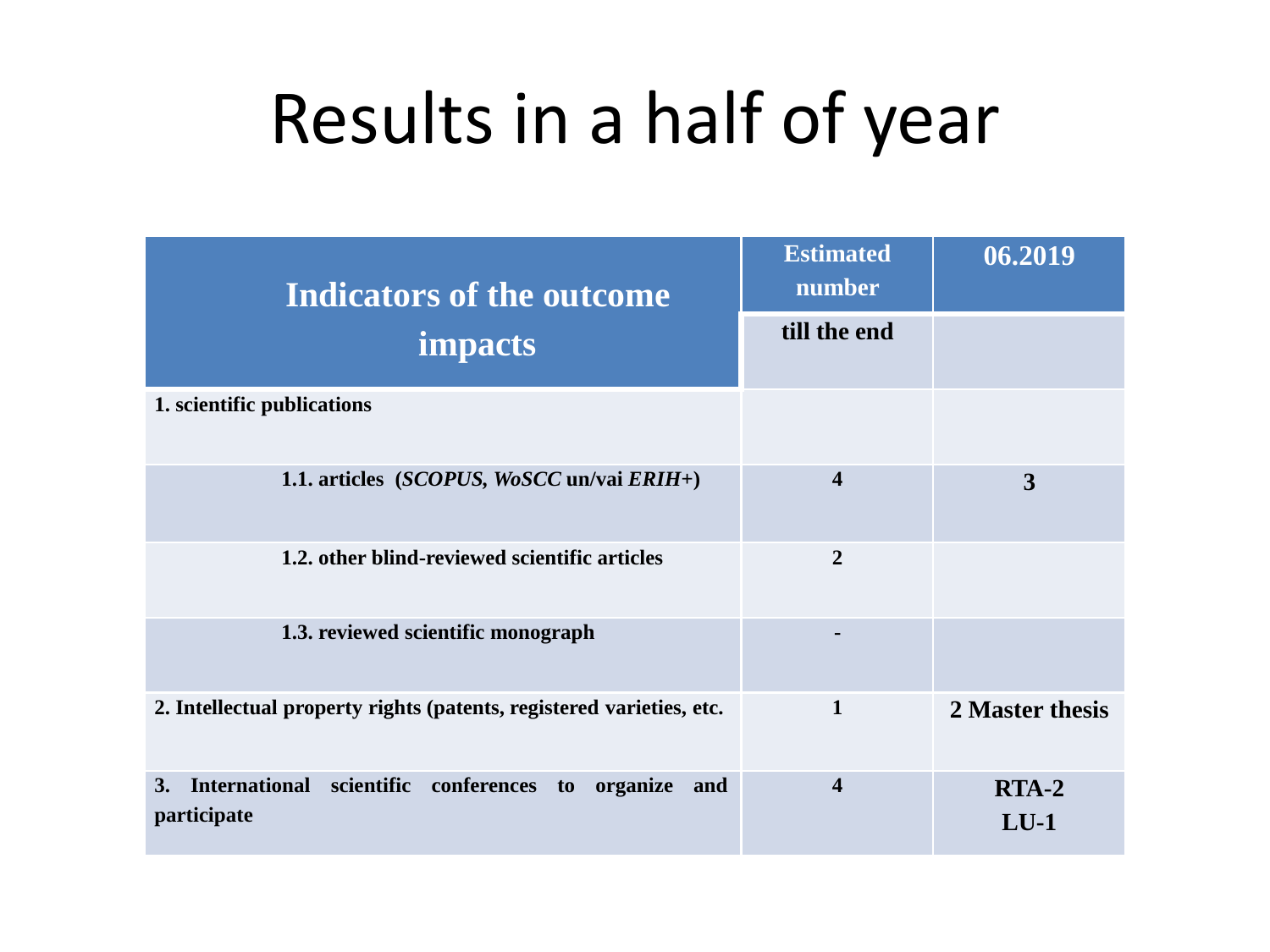# Results in a half of year

| Indicators of the outcome impacts | Estimated number till the end | 06.2019 |
|---|---|---|
| **1. scientific publications** | | |
| **1.1. articles (*SCOPUS, WoSCC* un/vai *ERIH+*)** | **4** | **3** |
| **1.2. other blind-reviewed scientific articles** | **2** | |
| **1.3. reviewed scientific monograph** | **-** | |
| **2. Intellectual property rights (patents, registered varieties, etc.** | **1** | **2 Master thesis** |
| **3. International scientific conferences to organize and participate** | **4** | **RTA-2 LU-1** |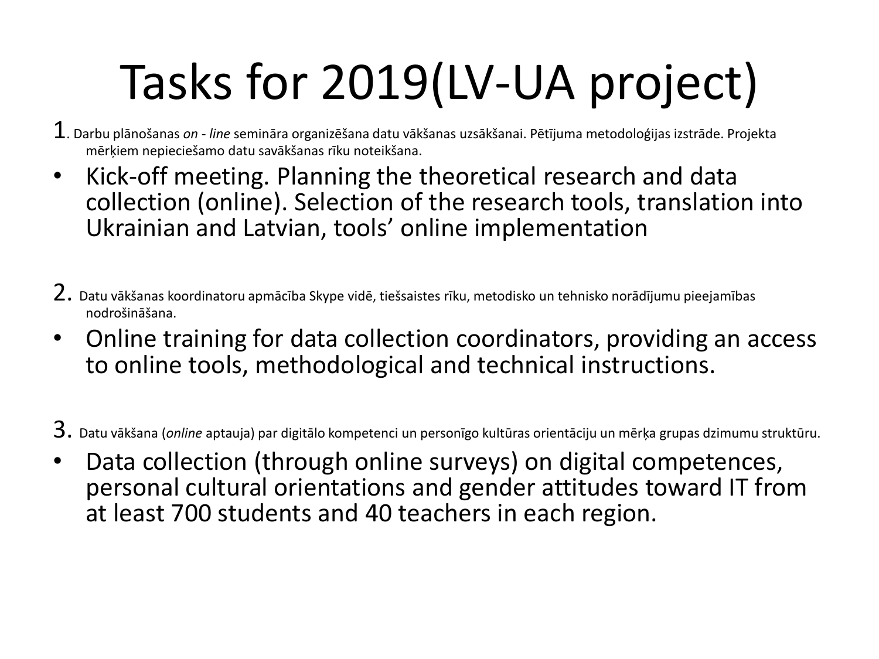# Tasks for 2019(LV-UA project)

1. Darbu plānošanas *on - line* semināra organizēšana datu vākšanas uzsākšanai. Pētījuma metodoloģijas izstrāde. Projekta mērķiem nepieciešamo datu savākšanas rīku noteikšana.

- Kick-off meeting. Planning the theoretical research and data collection (online). Selection of the research tools, translation into Ukrainian and Latvian, tools' online implementation

2. Datu vākšanas koordinatoru apmācība Skype vidē, tiešsaistes rīku, metodisko un tehnisko norādījumu pieejamības nodrošināšana.

- Online training for data collection coordinators, providing an access to online tools, methodological and technical instructions.

3. Datu vākšana (*online* aptauja) par digitālo kompetenci un personīgo kultūras orientāciju un mērķa grupas dzimumu struktūru.

- Data collection (through online surveys) on digital competences, personal cultural orientations and gender attitudes toward IT from at least 700 students and 40 teachers in each region.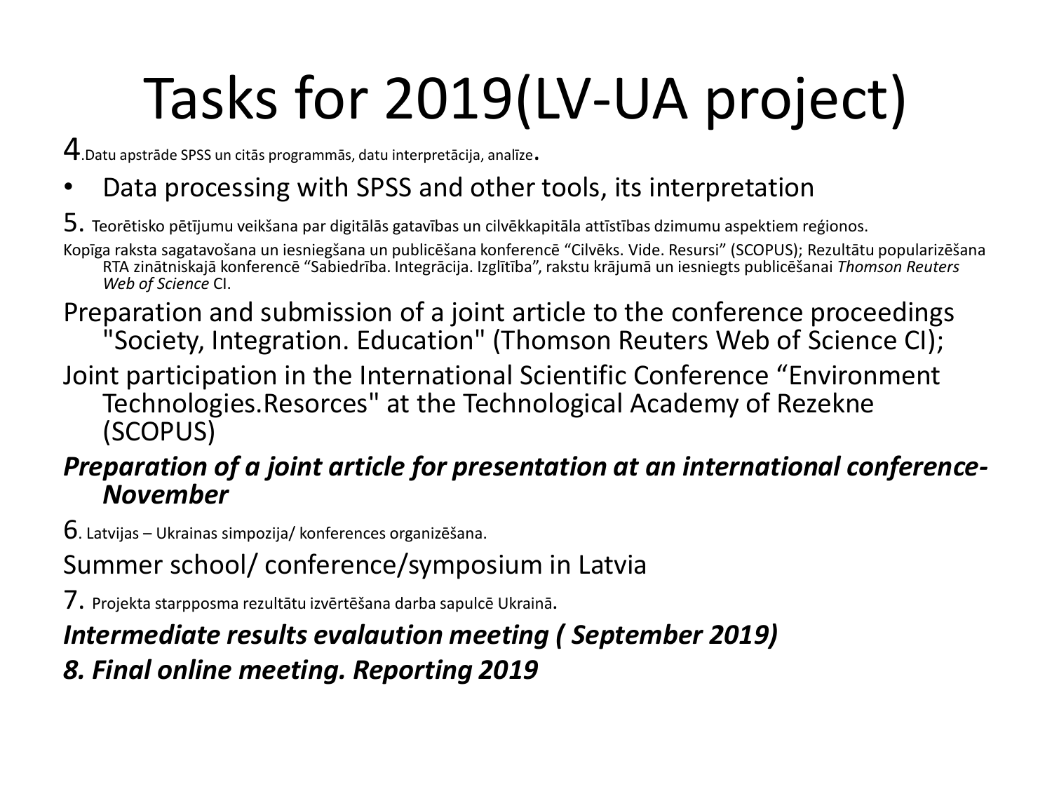# Tasks for 2019(LV-UA project)

4.Datu apstrāde SPSS un citās programmās, datu interpretācija, analīze.

- Data processing with SPSS and other tools, its interpretation

5. Teorētisko pētījumu veikšana par digitālās gatavības un cilvēkkapitāla attīstības dzimumu aspektiem reģionos.

Kopīga raksta sagatavošana un iesniegšana un publicēšana konferencē "Cilvēks. Vide. Resursi" (SCOPUS); Rezultātu popularizēšana RTA zinātniskajā konferencē "Sabiedrība. Integrācija. Izglītība", rakstu krājumā un iesniegts publicēšanai *Thomson Reuters Web of Science* CI.

Preparation and submission of a joint article to the conference proceedings "Society, Integration. Education" (Thomson Reuters Web of Science CI);

Joint participation in the International Scientific Conference "Environment Technologies.Resorces" at the Technological Academy of Rezekne (SCOPUS)

***Preparation of a joint article for presentation at an international conference- November***

6. Latvijas – Ukrainas simpozija/ konferences organizēšana.

Summer school/ conference/symposium in Latvia

7. Projekta starpposma rezultātu izvērtēšana darba sapulcē Ukrainā.

***Intermediate results evalaution meeting ( September 2019)***

***8. Final online meeting. Reporting 2019***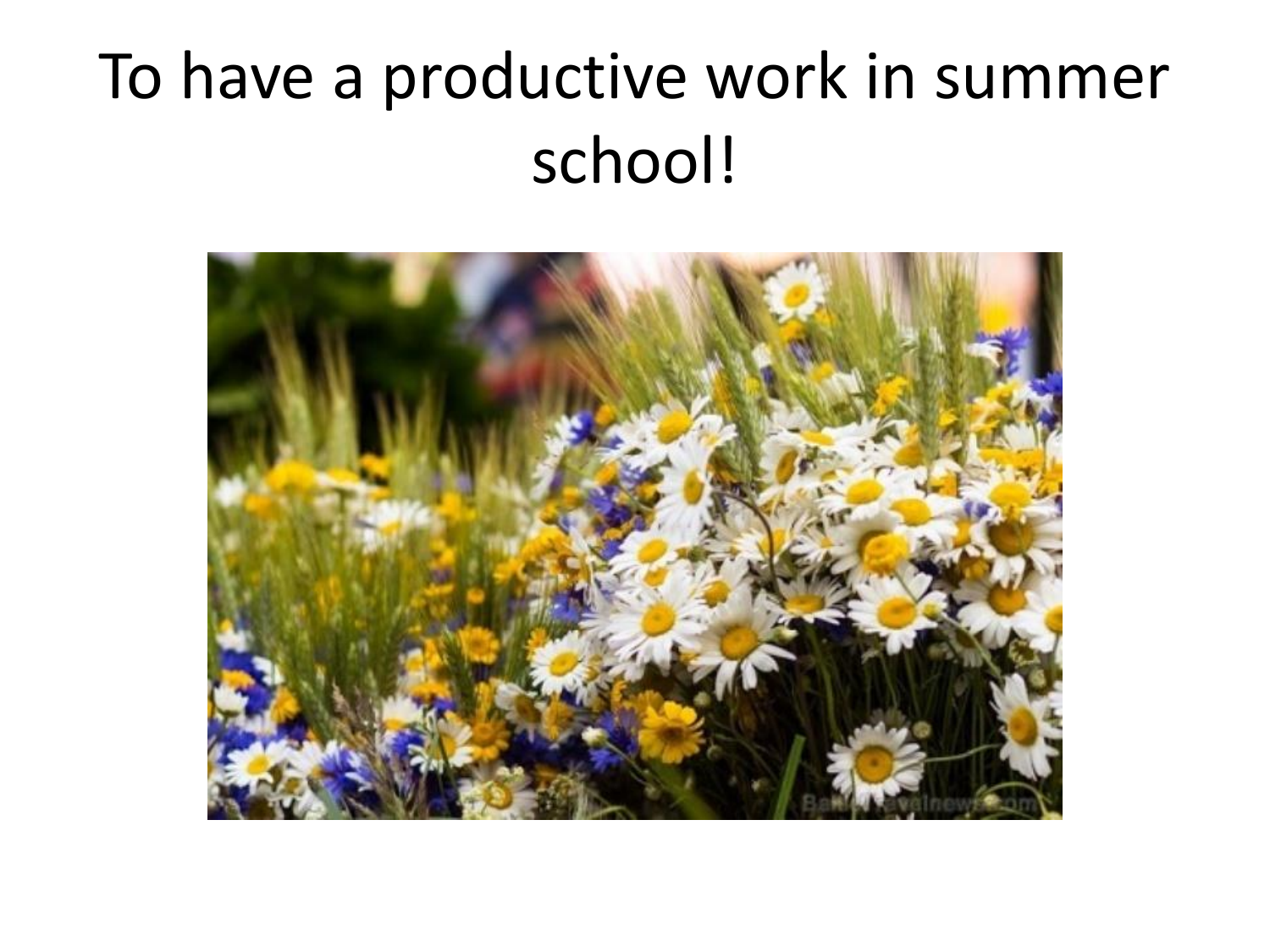# To have a productive work in summer school!